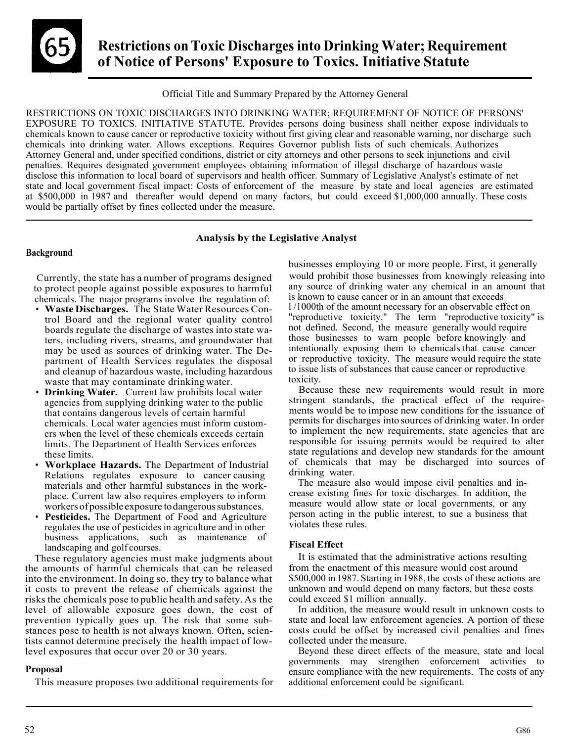# 65 Restrictions on Toxic Discharges into Drinking Water; Requirement of Notice of Persons' Exposure to Toxics. Initiative Statute

Official Title and Summary Prepared by the Attorney General

RESTRICTIONS ON TOXIC DISCHARGES INTO DRINKING WATER; REQUIREMENT OF NOTICE OF PERSONS' EXPOSURE TO TOXICS. INITIATIVE STATUTE. Provides persons doing business shall neither expose individuals to chemicals known to cause cancer or reproductive toxicity without first giving clear and reasonable warning, nor discharge such chemicals into drinking water. Allows exceptions. Requires Governor publish lists of such chemicals. Authorizes Attorney General and, under specified conditions, district or city attorneys and other persons to seek injunctions and civil penalties. Requires designated government employees obtaining information of illegal discharge of hazardous waste disclose this information to local board of supervisors and health officer. Summary of Legislative Analyst's estimate of net state and local government fiscal impact: Costs of enforcement of the measure by state and local agencies are estimated at $500,000 in 1987 and thereafter would depend on many factors, but could exceed $1,000,000 annually. These costs would be partially offset by fines collected under the measure.

## Analysis by the Legislative Analyst

### Background

Currently, the state has a number of programs designed to protect people against possible exposures to harmful chemicals. The major programs involve the regulation of:

- **Waste Discharges.** The State Water Resources Control Board and the regional water quality control boards regulate the discharge of wastes into state waters, including rivers, streams, and groundwater that may be used as sources of drinking water. The Department of Health Services regulates the disposal and cleanup of hazardous waste, including hazardous waste that may contaminate drinking water.
- **Drinking Water.** Current law prohibits local water agencies from supplying drinking water to the public that contains dangerous levels of certain harmful chemicals. Local water agencies must inform customers when the level of these chemicals exceeds certain limits. The Department of Health Services enforces these limits.
- **Workplace Hazards.** The Department of Industrial Relations regulates exposure to cancer causing materials and other harmful substances in the workplace. Current law also requires employers to inform workers of possible exposure to dangerous substances.
- **Pesticides.** The Department of Food and Agriculture regulates the use of pesticides in agriculture and in other business applications, such as maintenance of landscaping and golf courses.

These regulatory agencies must make judgments about the amounts of harmful chemicals that can be released into the environment. In doing so, they try to balance what it costs to prevent the release of chemicals against the risks the chemicals pose to public health and safety. As the level of allowable exposure goes down, the cost of prevention typically goes up. The risk that some substances pose to health is not always known. Often, scientists cannot determine precisely the health impact of low-level exposures that occur over 20 or 30 years.

### Proposal

This measure proposes two additional requirements for businesses employing 10 or more people. First, it generally would prohibit those businesses from knowingly releasing into any source of drinking water any chemical in an amount that is known to cause cancer or in an amount that exceeds 1/1000th of the amount necessary for an observable effect on "reproductive toxicity." The term "reproductive toxicity" is not defined. Second, the measure generally would require those businesses to warn people before knowingly and intentionally exposing them to chemicals that cause cancer or reproductive toxicity. The measure would require the state to issue lists of substances that cause cancer or reproductive toxicity.

Because these new requirements would result in more stringent standards, the practical effect of the requirements would be to impose new conditions for the issuance of permits for discharges into sources of drinking water. In order to implement the new requirements, state agencies that are responsible for issuing permits would be required to alter state regulations and develop new standards for the amount of chemicals that may be discharged into sources of drinking water.

The measure also would impose civil penalties and increase existing fines for toxic discharges. In addition, the measure would allow state or local governments, or any person acting in the public interest, to sue a business that violates these rules.

### Fiscal Effect

It is estimated that the administrative actions resulting from the enactment of this measure would cost around $500,000 in 1987. Starting in 1988, the costs of these actions are unknown and would depend on many factors, but these costs could exceed $1 million annually.

In addition, the measure would result in unknown costs to state and local law enforcement agencies. A portion of these costs could be offset by increased civil penalties and fines collected under the measure.

Beyond these direct effects of the measure, state and local governments may strengthen enforcement activities to ensure compliance with the new requirements. The costs of any additional enforcement could be significant.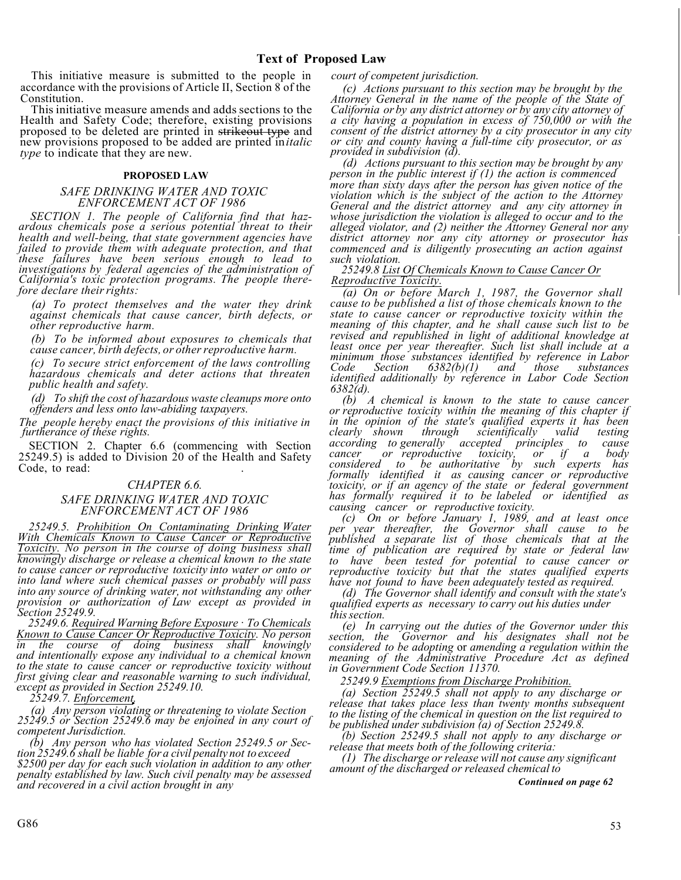## Text of Proposed Law

This initiative measure is submitted to the people in accordance with the provisions of Article II, Section 8 of the Constitution.

This initiative measure amends and adds sections to the Health and Safety Code; therefore, existing provisions proposed to be deleted are printed in ~~strikeout type~~ and new provisions proposed to be added are printed in *italic type* to indicate that they are new.

### PROPOSED LAW

*SAFE DRINKING WATER AND TOXIC ENFORCEMENT ACT OF 1986*

*SECTION 1. The people of California find that hazardous chemicals pose a serious potential threat to their health and well-being, that state government agencies have failed to provide them with adequate protection, and that these failures have been serious enough to lead to investigations by federal agencies of the administration of California's toxic protection programs. The people therefore declare their rights:*

*(a) To protect themselves and the water they drink against chemicals that cause cancer, birth defects, or other reproductive harm.*

*(b) To be informed about exposures to chemicals that cause cancer, birth defects, or other reproductive harm.*

*(c) To secure strict enforcement of the laws controlling hazardous chemicals and deter actions that threaten public health and safety.*

*(d) To shift the cost of hazardous waste cleanups more onto offenders and less onto law-abiding taxpayers.*

*The people hereby enact the provisions of this initiative in furtherance of these rights.*

SECTION 2. Chapter 6.6 (commencing with Section 25249.5) is added to Division 20 of the Health and Safety Code, to read:

*CHAPTER 6.6.*

*SAFE DRINKING WATER AND TOXIC ENFORCEMENT ACT OF 1986*

*25249.5. Prohibition On Contaminating Drinking Water With Chemicals Known to Cause Cancer or Reproductive Toxicity. No person in the course of doing business shall knowingly discharge or release a chemical known to the state to cause cancer or reproductive toxicity into water or onto or into land where such chemical passes or probably will pass into any source of drinking water, not withstanding any other provision or authorization of Law except as provided in Section 25249.9.*

*25249.6. Required Warning Before Exposure · To Chemicals Known to Cause Cancer Or Reproductive Toxicity. No person in the course of doing business shall knowingly and intentionally expose any individual to a chemical known to the state to cause cancer or reproductive toxicity without first giving clear and reasonable warning to such individual, except as provided in Section 25249.10.*

*25249.7. Enforcement.*

*(a) Any person violating or threatening to violate Section 25249.5 or Section 25249.6 may be enjoined in any court of competent Jurisdiction.*

*(b) Any person who has violated Section 25249.5 or Section 25249.6 shall be liable for a civil penalty not to exceed $2500 per day for each such violation in addition to any other penalty established by law. Such civil penalty may be assessed and recovered in a civil action brought in any court of competent jurisdiction.*

*(c) Actions pursuant to this section may be brought by the Attorney General in the name of the people of the State of California or by any district attorney or by any city attorney of a city having a population in excess of 750,000 or with the consent of the district attorney by a city prosecutor in any city or city and county having a full-time city prosecutor, or as provided in subdivision (d).*

*(d) Actions pursuant to this section may be brought by any person in the public interest if (1) the action is commenced more than sixty days after the person has given notice of the violation which is the subject of the action to the Attorney General and the district attorney and any city attorney in whose jurisdiction the violation is alleged to occur and to the alleged violator, and (2) neither the Attorney General nor any district attorney nor any city attorney or prosecutor has commenced and is diligently prosecuting an action against such violation.*

*25249.8 List Of Chemicals Known to Cause Cancer Or Reproductive Toxicity.*

*(a) On or before March 1, 1987, the Governor shall cause to be published a list of those chemicals known to the state to cause cancer or reproductive toxicity within the meaning of this chapter, and he shall cause such list to be revised and republished in light of additional knowledge at least once per year thereafter. Such list shall include at a minimum those substances identified by reference in Labor Code Section 6382(b)(1) and those substances identified additionally by reference in Labor Code Section 6382(d).*

*(b) A chemical is known to the state to cause cancer or reproductive toxicity within the meaning of this chapter if in the opinion of the state's qualified experts it has been clearly shown through scientifically valid testing according to generally accepted principles to cause cancer or reproductive toxicity, or if a body considered to be authoritative by such experts has formally identified it as causing cancer or reproductive toxicity, or if an agency of the state or federal government has formally required it to be labeled or identified as causing cancer or reproductive toxicity.*

*(c) On or before January 1, 1989, and at least once per year thereafter, the Governor shall cause to be published a separate list of those chemicals that at the time of publication are required by state or federal law to have been tested for potential to cause cancer or reproductive toxicity but that the states qualified experts have not found to have been adequately tested as required.*

*(d) The Governor shall identify and consult with the state's qualified experts as necessary to carry out his duties under this section.*

*(e) In carrying out the duties of the Governor under this section, the Governor and his designates shall not be considered to be adopting* or *amending a regulation within the meaning of the Administrative Procedure Act as defined in Government Code Section 11370.*

*25249.9 Exemptions from Discharge Prohibition.*

*(a) Section 25249.5 shall not apply to any discharge or release that takes place less than twenty months subsequent to the listing of the chemical in question on the list required to be published under subdivision (a) of Section 25249.8.*

*(b) Section 25249.5 shall not apply to any discharge or release that meets both of the following criteria:*

*(1) The discharge or release will not cause any significant amount of the discharged or released chemical to*

***Continued on page 62***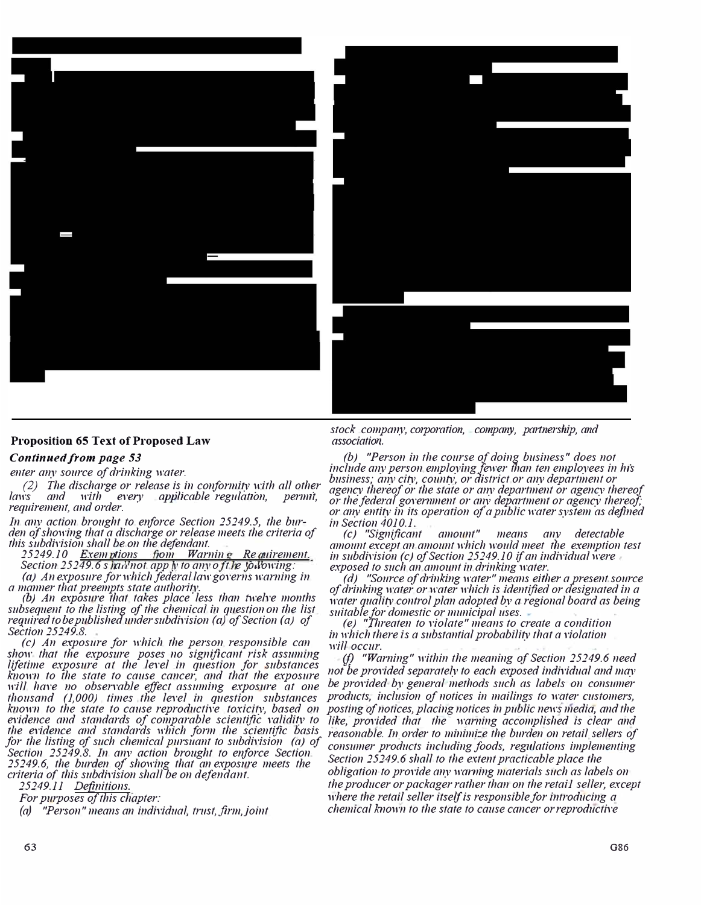## Proposition 65 Text of Proposed Law

***Continued from page 53***

*enter any source of drinking water.*

*(2) The discharge or release is in conformity with all other laws and with every applicable regulation, permit, requirement, and order.*

*In any action brought to enforce Section 25249.5, the burden of showing that a discharge or release meets the criteria of this subdivision shall be on the defendant.*

*25249.10 Exemptions from Warning Requirement.*

*Section 25249.6 shall not apply to any of the following:*

*(a) An exposure for which federal law governs warning in a manner that preempts state authority.*

*(b) An exposure that takes place less than twelve months subsequent to the listing of the chemical in question on the list required to be published under subdivision (a) of Section (a) of Section 25249.8.*

*(c) An exposure for which the person responsible can show that the exposure poses no significant risk assuming lifetime exposure at the level in question for substances known to the state to cause cancer, and that the exposure will have no observable effect assuming exposure at one thousand (1,000) times the level in question substances known to the state to cause reproductive toxicity, based on evidence and standards of comparable scientific validity to the evidence and standards which form the scientific basis for the listing of such chemical pursuant to subdivision (a) of Section 25249.8. In any action brought to enforce Section 25249.6, the burden of showing that an exposure meets the criteria of this subdivision shall be on defendant.*

*25249.11 Definitions.*

*For purposes of this chapter:*

*(a) "Person" means an individual, trust, firm, joint stock company, corporation, company, partnership, and association.*

*(b) "Person in the course of doing business" does not include any person employing fewer than ten employees in his business; any city, county, or district or any department or agency thereof or the state or any department or agency thereof or the federal government or any department or agency thereof; or any entity in its operation of a public water system as defined in Section 4010.1.*

*(c) "Significant amount" means any detectable amount except an amount which would meet the exemption test in subdivision (c) of Section 25249.10 if an individual were exposed to such an amount in drinking water.*

*(d) "Source of drinking water" means either a present source of drinking water or water which is identified or designated in a water quality control plan adopted by a regional board as being suitable for domestic or municipal uses.*

*(e) "Threaten to violate" means to create a condition in which there is a substantial probability that a violation will occur.*

*(f) "Warning" within the meaning of Section 25249.6 need not be provided separately to each exposed individual and may be provided by general methods such as labels on consumer products, inclusion of notices in mailings to water customers, posting of notices, placing notices in public news media, and the like, provided that the warning accomplished is clear and reasonable. In order to minimize the burden on retail sellers of consumer products including foods, regulations implementing Section 25249.6 shall to the extent practicable place the obligation to provide any warning materials such as labels on the producer or packager rather than on the retail seller, except where the retail seller itself is responsible for introducing a chemical known to the state to cause cancer or reproductive*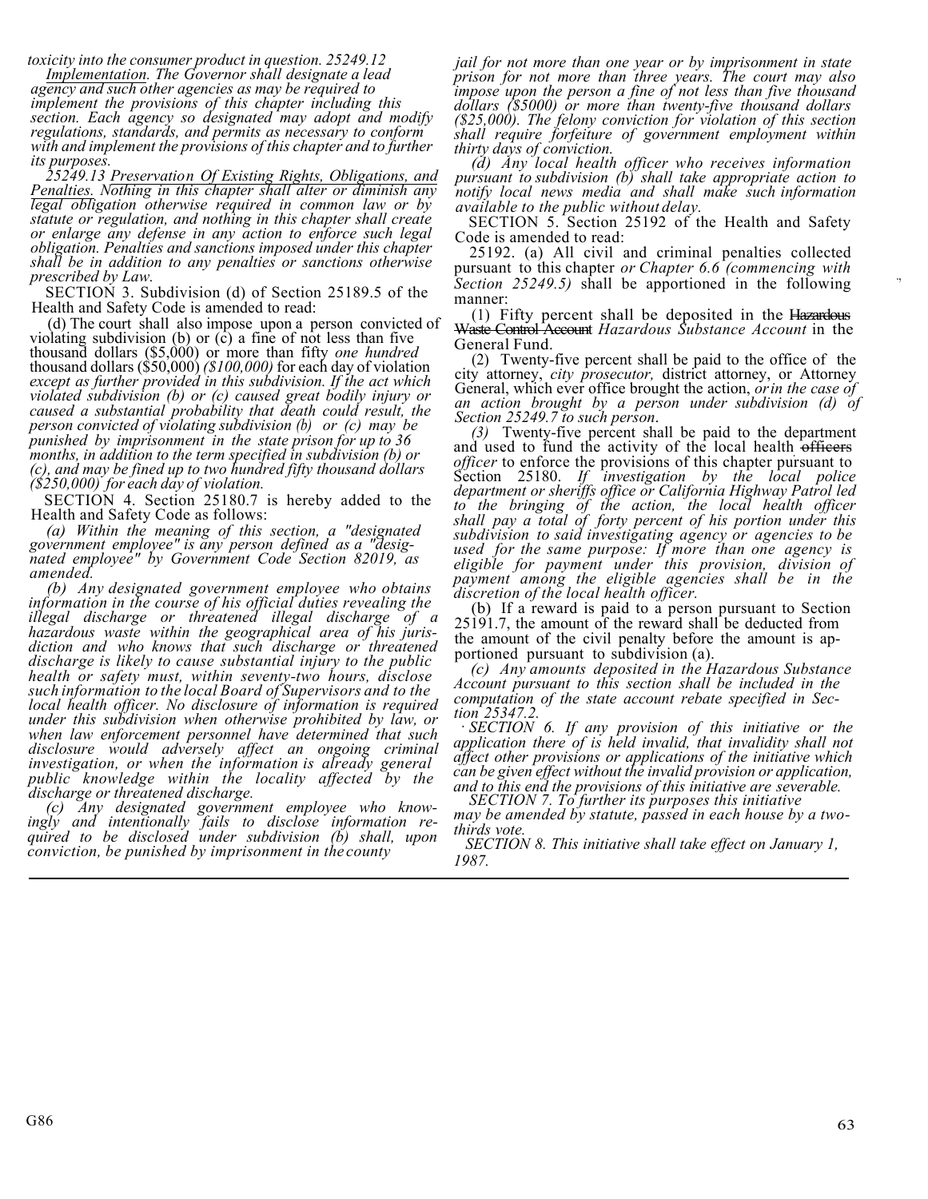*toxicity into the consumer product in question.* *25249.12* *<u>Implementation</u>. The Governor shall designate a lead agency and such other agencies as may be required to implement the provisions of this chapter including this section. Each agency so designated may adopt and modify regulations, standards, and permits as necessary to conform with and implement the provisions of this chapter and to further its purposes.*

*25249.13 <u>Preservation Of Existing Rights, Obligations, and Penalties</u>. Nothing in this chapter shall alter or diminish any legal obligation otherwise required in common law or by statute or regulation, and nothing in this chapter shall create or enlarge any defense in any action to enforce such legal obligation. Penalties and sanctions imposed under this chapter shall be in addition to any penalties or sanctions otherwise prescribed by Law.*

SECTION 3. Subdivision (d) of Section 25189.5 of the Health and Safety Code is amended to read:

(d) The court shall also impose upon a person convicted of violating subdivision (b) or (c) a fine of not less than five thousand dollars ($5,000) or more than fifty *one hundred* thousand dollars ($50,000) *($100,000)* for each day of violation *except as further provided in this subdivision. If the act which violated subdivision (b) or (c) caused great bodily injury or caused a substantial probability that death could result, the person convicted of violating subdivision (b) or (c) may be punished by imprisonment in the state prison for up to 36 months, in addition to the term specified in subdivision (b) or (c), and may be fined up to two hundred fifty thousand dollars ($250,000) for each day of violation.*

SECTION 4. Section 25180.7 is hereby added to the Health and Safety Code as follows:

*(a) Within the meaning of this section, a "designated government employee" is any person defined as a "designated employee" by Government Code Section 82019, as amended.*

*(b) Any designated government employee who obtains information in the course of his official duties revealing the illegal discharge or threatened illegal discharge of a hazardous waste within the geographical area of his jurisdiction and who knows that such discharge or threatened discharge is likely to cause substantial injury to the public health or safety must, within seventy-two hours, disclose such information to the local Board of Supervisors and to the local health officer. No disclosure of information is required under this subdivision when otherwise prohibited by law, or when law enforcement personnel have determined that such disclosure would adversely affect an ongoing criminal investigation, or when the information is already general public knowledge within the locality affected by the discharge or threatened discharge.*

*(c) Any designated government employee who knowingly and intentionally fails to disclose information required to be disclosed under subdivision (b) shall, upon conviction, be punished by imprisonment in the county jail for not more than one year or by imprisonment in state prison for not more than three years. The court may also impose upon the person a fine of not less than five thousand dollars ($5000) or more than twenty-five thousand dollars ($25,000). The felony conviction for violation of this section shall require forfeiture of government employment within thirty days of conviction.*

*(d) Any local health officer who receives information pursuant to subdivision (b) shall take appropriate action to notify local news media and shall make such information available to the public without delay.*

SECTION 5. Section 25192 of the Health and Safety Code is amended to read:

25192. (a) All civil and criminal penalties collected pursuant to this chapter *or Chapter 6.6 (commencing with Section 25249.5)* shall be apportioned in the following manner:

(1) Fifty percent shall be deposited in the ~~Hazardous Waste Control Account~~ *Hazardous Substance Account* in the General Fund.

(2) Twenty-five percent shall be paid to the office of the city attorney, *city prosecutor,* district attorney, or Attorney General, which ever office brought the action, *or in the case of an action brought by a person under subdivision (d) of Section 25249.7 to such person*.

*(3)* Twenty-five percent shall be paid to the department and used to fund the activity of the local health ~~officers~~ *officer* to enforce the provisions of this chapter pursuant to Section 25180. *If investigation by the local police department or sheriffs office or California Highway Patrol led to the bringing of the action, the local health officer shall pay a total of forty percent of his portion under this subdivision to said investigating agency or agencies to be used for the same purpose: If more than one agency is eligible for payment under this provision, division of payment among the eligible agencies shall be in the discretion of the local health officer.*

(b) If a reward is paid to a person pursuant to Section 25191.7, the amount of the reward shall be deducted from the amount of the civil penalty before the amount is apportioned pursuant to subdivision (a).

*(c) Any amounts deposited in the Hazardous Substance Account pursuant to this section shall be included in the computation of the state account rebate specified in Section 25347.2.*

*SECTION 6. If any provision of this initiative or the application there of is held invalid, that invalidity shall not affect other provisions or applications of the initiative which can be given effect without the invalid provision or application, and to this end the provisions of this initiative are severable.*

*SECTION 7. To further its purposes this initiative may be amended by statute, passed in each house by a two-thirds vote.*

*SECTION 8. This initiative shall take effect on January 1, 1987.*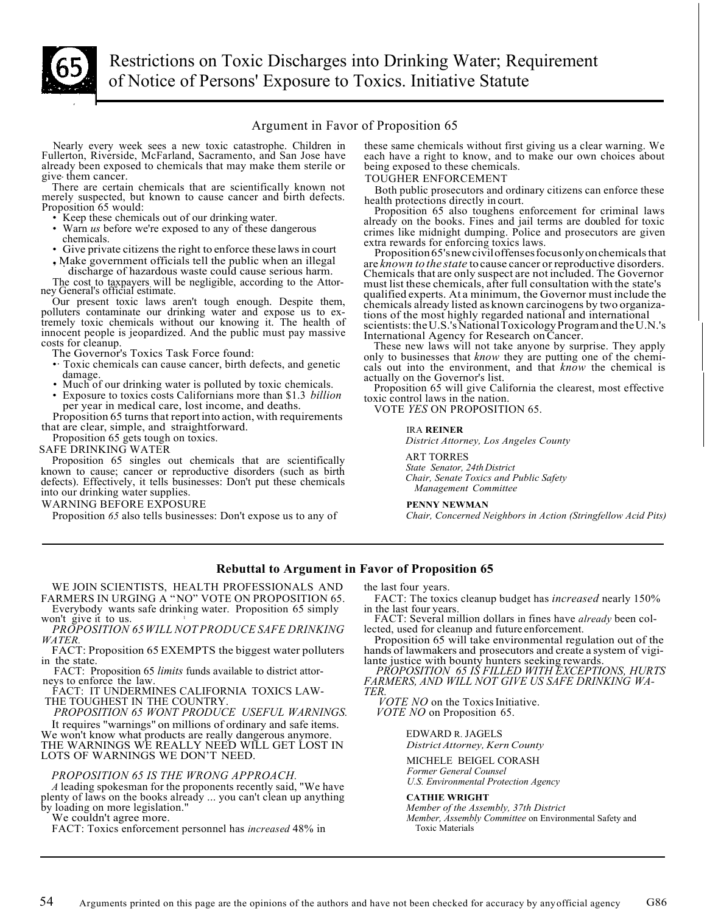# 65 Restrictions on Toxic Discharges into Drinking Water; Requirement of Notice of Persons' Exposure to Toxics. Initiative Statute

## Argument in Favor of Proposition 65

Nearly every week sees a new toxic catastrophe. Children in Fullerton, Riverside, McFarland, Sacramento, and San Jose have already been exposed to chemicals that may make them sterile or give them cancer.

There are certain chemicals that are scientifically known not merely suspected, but known to cause cancer and birth defects. Proposition 65 would:

- Keep these chemicals out of our drinking water.
- Warn *us* before we're exposed to any of these dangerous chemicals.
- Give private citizens the right to enforce these laws in court
- Make government officials tell the public when an illegal discharge of hazardous waste could cause serious harm.

The cost to taxpayers will be negligible, according to the Attorney General's official estimate.

Our present toxic laws aren't tough enough. Despite them, polluters contaminate our drinking water and expose us to extremely toxic chemicals without our knowing it. The health of innocent people is jeopardized. And the public must pay massive costs for cleanup.

The Governor's Toxics Task Force found:

- Toxic chemicals can cause cancer, birth defects, and genetic damage.
- Much of our drinking water is polluted by toxic chemicals.
- Exposure to toxics costs Californians more than $1.3 *billion* per year in medical care, lost income, and deaths.

Proposition 65 turns that report into action, with requirements that are clear, simple, and straightforward.

Proposition 65 gets tough on toxics.

SAFE DRINKING WATER

Proposition 65 singles out chemicals that are scientifically known to cause; cancer or reproductive disorders (such as birth defects). Effectively, it tells businesses: Don't put these chemicals into our drinking water supplies.

WARNING BEFORE EXPOSURE

Proposition *65* also tells businesses: Don't expose us to any of these same chemicals without first giving us a clear warning. We each have a right to know, and to make our own choices about being exposed to these chemicals.

TOUGHER ENFORCEMENT

Both public prosecutors and ordinary citizens can enforce these health protections directly in court.

Proposition 65 also toughens enforcement for criminal laws already on the books. Fines and jail terms are doubled for toxic crimes like midnight dumping. Police and prosecutors are given extra rewards for enforcing toxics laws.

Proposition 65's new civil offenses focus only on chemicals that are *known to the state* to cause cancer or reproductive disorders. Chemicals that are only suspect are not included. The Governor must list these chemicals, after full consultation with the state's qualified experts. At a minimum, the Governor must include the chemicals already listed as known carcinogens by two organizations of the most highly regarded national and international scientists: the U.S.'s National Toxicology Program and the U.N.'s International Agency for Research on Cancer.

These new laws will not take anyone by surprise. They apply only to businesses that *know* they are putting one of the chemicals out into the environment, and that *know* the chemical is actually on the Governor's list.

Proposition 65 will give California the clearest, most effective toxic control laws in the nation.

VOTE *YES* ON PROPOSITION 65.

IRA **REINER**
*District Attorney, Los Angeles County*

ART TORRES
*State Senator, 24th District*
*Chair, Senate Toxics and Public Safety Management Committee*

**PENNY NEWMAN**
*Chair, Concerned Neighbors in Action (Stringfellow Acid Pits)*

---

## Rebuttal to Argument in Favor of Proposition 65

WE JOIN SCIENTISTS, HEALTH PROFESSIONALS AND FARMERS IN URGING A "NO" VOTE ON PROPOSITION 65.

Everybody wants safe drinking water. Proposition 65 simply won't give it to us.

*PROPOSITION 65 WILL NOT PRODUCE SAFE DRINKING WATER.*

FACT: Proposition 65 EXEMPTS the biggest water polluters in the state.

FACT: Proposition 65 *limits* funds available to district attorneys to enforce the law.

FACT: IT UNDERMINES CALIFORNIA TOXICS LAW-THE TOUGHEST IN THE COUNTRY.

*PROPOSITION 65 WONT PRODUCE USEFUL WARNINGS.*

It requires "warnings" on millions of ordinary and safe items. We won't know what products are really dangerous anymore. THE WARNINGS WE REALLY NEED WILL GET LOST IN LOTS OF WARNINGS WE DON'T NEED.

*PROPOSITION 65 IS THE WRONG APPROACH.*

*A* leading spokesman for the proponents recently said, "We have plenty of laws on the books already ... you can't clean up anything by loading on more legislation."

We couldn't agree more.

FACT: Toxics enforcement personnel has *increased* 48% in the last four years.

FACT: The toxics cleanup budget has *increased* nearly 150% in the last four years.

FACT: Several million dollars in fines have *already* been collected, used for cleanup and future enforcement.

Proposition 65 will take environmental regulation out of the hands of lawmakers and prosecutors and create a system of vigilante justice with bounty hunters seeking rewards.

*PROPOSITION 65 IS FILLED WITH EXCEPTIONS, HURTS FARMERS, AND WILL NOT GIVE US SAFE DRINKING WATER.*

*VOTE NO* on the Toxics Initiative.

*VOTE NO* on Proposition 65.

EDWARD R. JAGELS
*District Attorney, Kern County*

MICHELE BEIGEL CORASH
*Former General Counsel*
*U.S. Environmental Protection Agency*

**CATHIE WRIGHT**
*Member of the Assembly, 37th District*
*Member, Assembly Committee* on Environmental Safety and Toxic Materials

---

Arguments printed on this page are the opinions of the authors and have not been checked for accuracy by any official agency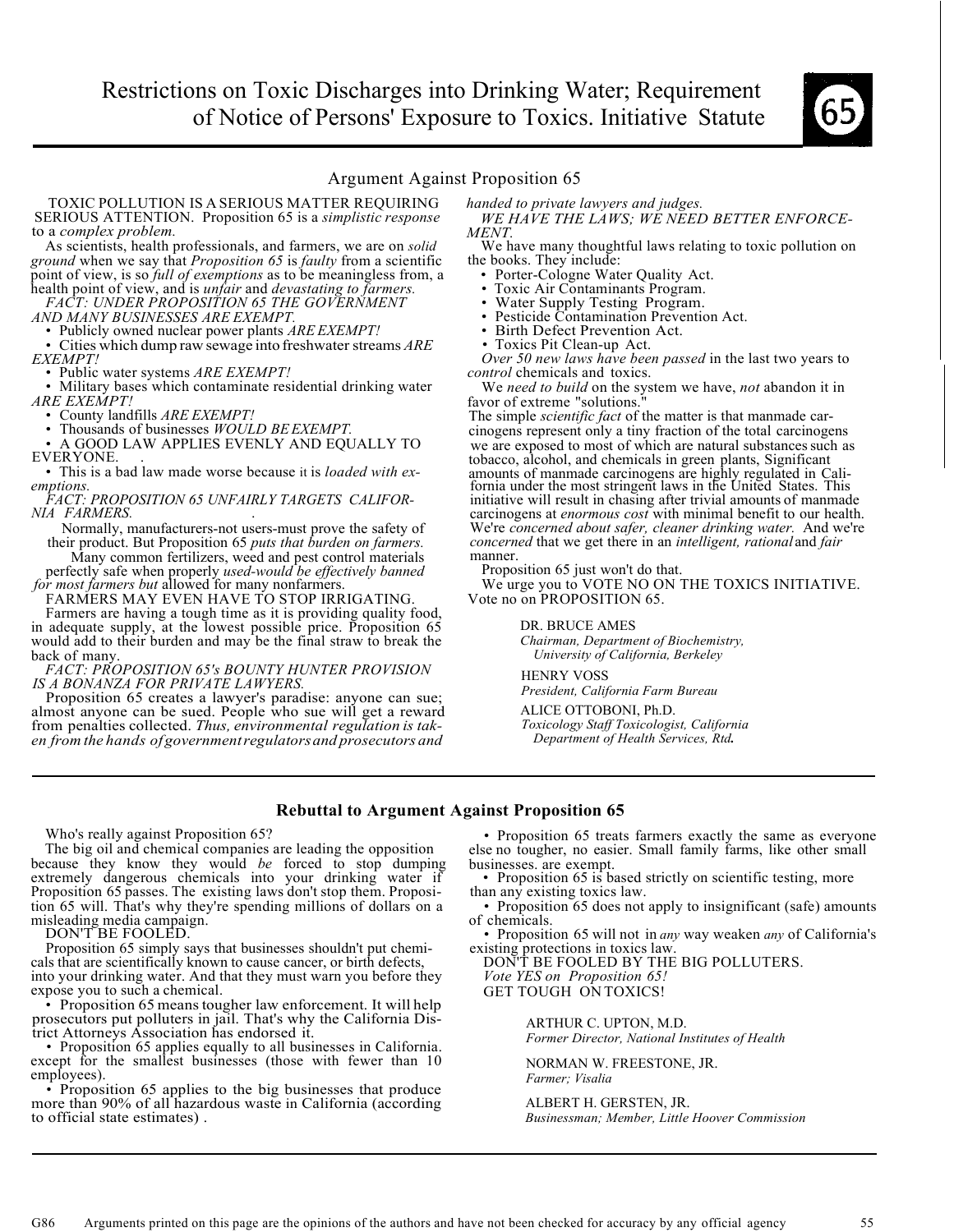# Restrictions on Toxic Discharges into Drinking Water; Requirement of Notice of Persons' Exposure to Toxics. Initiative Statute

**65**

## Argument Against Proposition 65

TOXIC POLLUTION IS A SERIOUS MATTER REQUIRING SERIOUS ATTENTION. Proposition 65 is a *simplistic response* to a *complex problem.*

As scientists, health professionals, and farmers, we are on *solid ground* when we say that *Proposition 65* is *faulty* from a scientific point of view, is so *full of exemptions* as to be meaningless from, a health point of view, and is *unfair* and *devastating to farmers.*

*FACT: UNDER PROPOSITION 65 THE GOVERNMENT AND MANY BUSINESSES ARE EXEMPT.*

- Publicly owned nuclear power plants *ARE EXEMPT!*
- Cities which dump raw sewage into freshwater streams *ARE EXEMPT!*
- Public water systems *ARE EXEMPT!*
- Military bases which contaminate residential drinking water *ARE EXEMPT!*
- County landfills *ARE EXEMPT!*
- Thousands of businesses *WOULD BE EXEMPT.*
- A GOOD LAW APPLIES EVENLY AND EQUALLY TO EVERYONE.
- This is a bad law made worse because it is *loaded with exemptions.*

*FACT: PROPOSITION 65 UNFAIRLY TARGETS CALIFORNIA FARMERS.*

Normally, manufacturers-not users-must prove the safety of their product. But Proposition 65 *puts that burden on farmers.*

Many common fertilizers, weed and pest control materials perfectly safe when properly *used-would be effectively banned for most farmers but* allowed for many nonfarmers.

FARMERS MAY EVEN HAVE TO STOP IRRIGATING.

Farmers are having a tough time as it is providing quality food, in adequate supply, at the lowest possible price. Proposition 65 would add to their burden and may be the final straw to break the back of many.

*FACT: PROPOSITION 65's BOUNTY HUNTER PROVISION IS A BONANZA FOR PRIVATE LAWYERS.*

Proposition 65 creates a lawyer's paradise: anyone can sue; almost anyone can be sued. People who sue will get a reward from penalties collected. *Thus, environmental regulation is taken from the hands of government regulators and prosecutors and handed to private lawyers and judges.*

*WE HAVE THE LAWS; WE NEED BETTER ENFORCEMENT.*

We have many thoughtful laws relating to toxic pollution on the books. They include:

- Porter-Cologne Water Quality Act.
- Toxic Air Contaminants Program.
- Water Supply Testing Program.
- Pesticide Contamination Prevention Act.
- Birth Defect Prevention Act.
- Toxics Pit Clean-up Act.

*Over 50 new laws have been passed* in the last two years to *control* chemicals and toxics.

We *need to build* on the system we have, *not* abandon it in favor of extreme "solutions."

The simple *scientific fact* of the matter is that manmade carcinogens represent only a tiny fraction of the total carcinogens we are exposed to most of which are natural substances such as tobacco, alcohol, and chemicals in green plants, Significant amounts of manmade carcinogens are highly regulated in California under the most stringent laws in the United States. This initiative will result in chasing after trivial amounts of manmade carcinogens at *enormous cost* with minimal benefit to our health. We're *concerned about safer, cleaner drinking water.* And we're *concerned* that we get there in an *intelligent, rational* and *fair* manner.

Proposition 65 just won't do that.

We urge you to VOTE NO ON THE TOXICS INITIATIVE. Vote no on PROPOSITION 65.

DR. BRUCE AMES
*Chairman, Department of Biochemistry, University of California, Berkeley*

HENRY VOSS
*President, California Farm Bureau*

ALICE OTTOBONI, Ph.D.
*Toxicology Staff Toxicologist, California Department of Health Services, Rtd.*

## Rebuttal to Argument Against Proposition 65

Who's really against Proposition 65?

The big oil and chemical companies are leading the opposition because they know they would *be* forced to stop dumping extremely dangerous chemicals into your drinking water if Proposition 65 passes. The existing laws don't stop them. Proposition 65 will. That's why they're spending millions of dollars on a misleading media campaign.

DON'T BE FOOLED.

Proposition 65 simply says that businesses shouldn't put chemicals that are scientifically known to cause cancer, or birth defects, into your drinking water. And that they must warn you before they expose you to such a chemical.

- Proposition 65 means tougher law enforcement. It will help prosecutors put polluters in jail. That's why the California District Attorneys Association has endorsed it.
- Proposition 65 applies equally to all businesses in California. except for the smallest businesses (those with fewer than 10 employees).
- Proposition 65 applies to the big businesses that produce more than 90% of all hazardous waste in California (according to official state estimates) .
- Proposition 65 treats farmers exactly the same as everyone else no tougher, no easier. Small family farms, like other small businesses. are exempt.
- Proposition 65 is based strictly on scientific testing, more than any existing toxics law.
- Proposition 65 does not apply to insignificant (safe) amounts of chemicals.
- Proposition 65 will not in *any* way weaken *any* of California's existing protections in toxics law.

DON'T BE FOOLED BY THE BIG POLLUTERS.

*Vote YES on Proposition 65!*

GET TOUGH ON TOXICS!

ARTHUR C. UPTON, M.D.
*Former Director, National Institutes of Health*

NORMAN W. FREESTONE, JR.
*Farmer; Visalia*

ALBERT H. GERSTEN, JR.
*Businessman; Member, Little Hoover Commission*

G86 Arguments printed on this page are the opinions of the authors and have not been checked for accuracy by any official agency